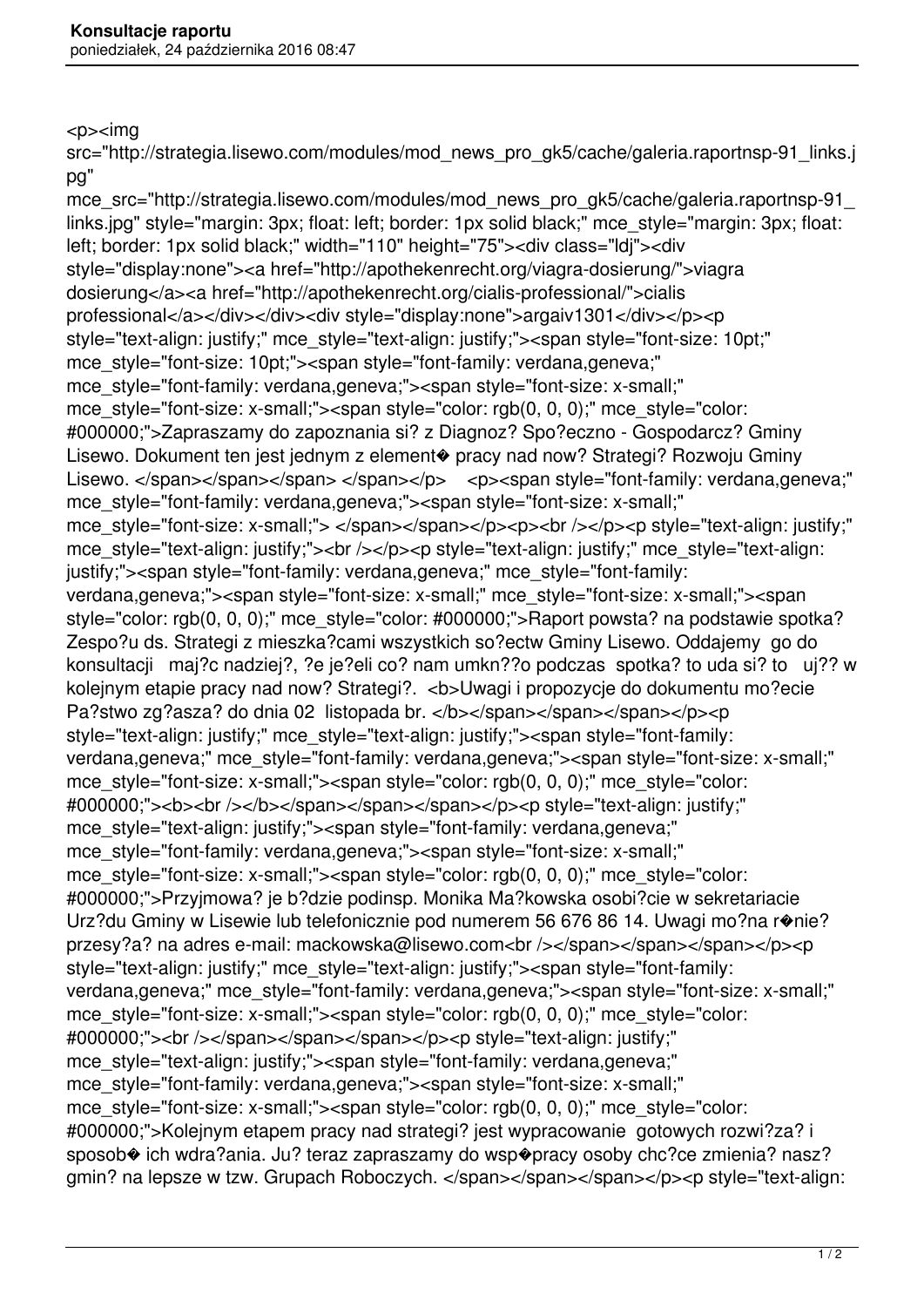<p><img src="http://strategia.lisewo.com/modules/mod_news_pro_gk5/cache/galeria.raportnsp-91_links.jpg" mce_src="http://strategia.lisewo.com/modules/mod_news_pro_gk5/cache/galeria.raportnsp-91_links.jpg" style="margin: 3px; float: left; border: 1px solid black;" mce_style="margin: 3px; float: left; border: 1px solid black;" width="110" height="75"><div class="ldj"><div style="display:none"><a href="http://apothekenrecht.org/viagra-dosierung/">viagra dosierung</a><a href="http://apothekenrecht.org/cialis-professional/">cialis professional</a></div></div><div style="display:none">argaiv1301</div></p><p style="text-align: justify;" mce_style="text-align: justify;"><span style="font-size: 10pt;" mce_style="font-size: 10pt;"><span style="font-family: verdana,geneva;" mce_style="font-family: verdana,geneva;"><span style="font-size: x-small;" mce_style="font-size: x-small;"><span style="color: rgb(0, 0, 0);" mce_style="color: #000000;">Zapraszamy do zapoznania si? z Diagnoz? Spo?eczno - Gospodarcz? Gminy Lisewo. Dokument ten jest jednym z element� pracy nad now? Strategi? Rozwoju Gminy Lisewo. </span></span></span> </span></p>   <p><span style="font-family: verdana,geneva;" mce_style="font-family: verdana,geneva;"><span style="font-size: x-small;" mce_style="font-size: x-small;"> </span></span></p><p><br /></p><p style="text-align: justify;" mce_style="text-align: justify;"><br /></p><p style="text-align: justify;" mce_style="text-align: justify;"><span style="font-family: verdana,geneva;" mce_style="font-family: verdana,geneva;"><span style="font-size: x-small;" mce_style="font-size: x-small;"><span style="color: rgb(0, 0, 0);" mce_style="color: #000000;">Raport powsta? na podstawie spotka? Zespo?u ds. Strategi z mieszka?cami wszystkich so?ectw Gminy Lisewo. Oddajemy  go do konsultacji   maj?c nadziej?, ?e je?eli co? nam umkn??o podczas  spotka? to uda si? to   uj?? w kolejnym etapie pracy nad now? Strategi?.  <b>Uwagi i propozycje do dokumentu mo?ecie Pa?stwo zg?asza? do dnia 02  listopada br. </b></span></span></span></p><p style="text-align: justify;" mce_style="text-align: justify;"><span style="font-family: verdana,geneva;" mce_style="font-family: verdana,geneva;"><span style="font-size: x-small;" mce_style="font-size: x-small;"><span style="color: rgb(0, 0, 0);" mce_style="color: #000000;"><b><br /></b></span></span></span></p><p style="text-align: justify;" mce_style="text-align: justify;"><span style="font-family: verdana,geneva;" mce_style="font-family: verdana,geneva;"><span style="font-size: x-small;" mce_style="font-size: x-small;"><span style="color: rgb(0, 0, 0);" mce_style="color: #000000;">Przyjmowa? je b?dzie podinsp. Monika Ma?kowska osobi?cie w sekretariacie Urz?du Gminy w Lisewie lub telefonicznie pod numerem 56 676 86 14. Uwagi mo?na r�nie? przesy?a? na adres e-mail: mackowska@lisewo.com<br /></span></span></span></p><p style="text-align: justify;" mce_style="text-align: justify;"><span style="font-family: verdana,geneva;" mce_style="font-family: verdana,geneva;"><span style="font-size: x-small;" mce_style="font-size: x-small;"><span style="color: rgb(0, 0, 0);" mce_style="color: #000000;"><br /></span></span></span></p><p style="text-align: justify;" mce_style="text-align: justify;"><span style="font-family: verdana,geneva;" mce_style="font-family: verdana,geneva;"><span style="font-size: x-small;" mce_style="font-size: x-small;"><span style="color: rgb(0, 0, 0);" mce_style="color: #000000;">Kolejnym etapem pracy nad strategi? jest wypracowanie  gotowych rozwi?za? i sposob� ich wdra?ania. Ju? teraz zapraszamy do wsp�pracy osoby chc?ce zmienia? nasz? gmin? na lepsze w tzw. Grupach Roboczych. </span></span></span></p><p style="text-align: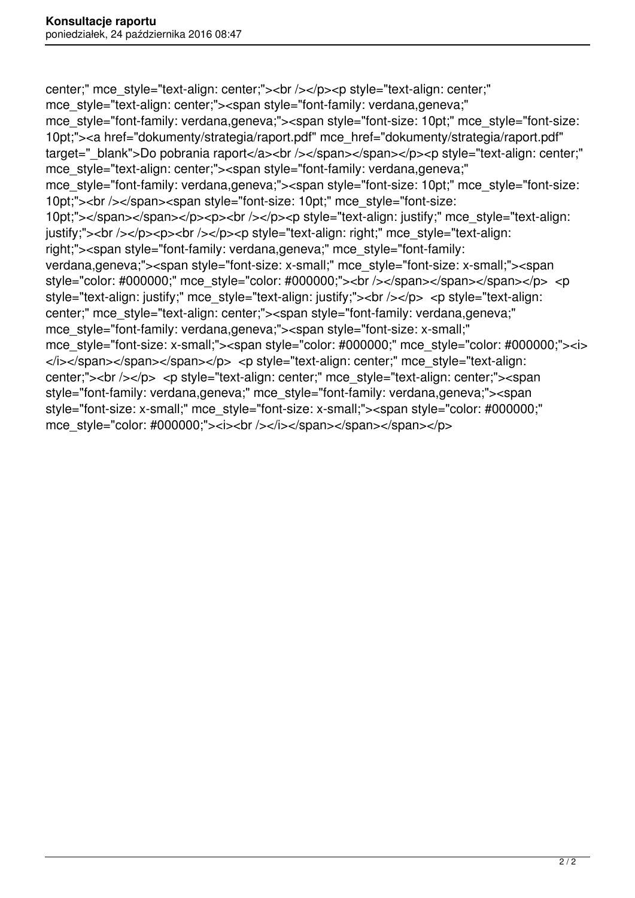center;" mce_style="text-align: center;"><br /></p><p style="text-align: center;" mce_style="text-align: center;"><span style="font-family: verdana,geneva;" mce_style="font-family: verdana,geneva;"><span style="font-size: 10pt;" mce_style="font-size: 10pt;"><a href="dokumenty/strategia/raport.pdf" mce_href="dokumenty/strategia/raport.pdf" target="_blank">Do pobrania raport</a><br /></span></span></p><p style="text-align: center;" mce_style="text-align: center;"><span style="font-family: verdana,geneva;" mce_style="font-family: verdana,geneva;"><span style="font-size: 10pt;" mce_style="font-size: 10pt;"><br /></span><span style="font-size: 10pt;" mce_style="font-size: 10pt;"></span></span></p><p><br /></p><p style="text-align: justify;" mce_style="text-align: justify;"><br /></p><p><br /></p><p style="text-align: right;" mce_style="text-align: right;"><span style="font-family: verdana,geneva;" mce_style="font-family: verdana,geneva;"><span style="font-size: x-small;" mce_style="font-size: x-small;"><span style="color: #000000;" mce_style="color: #000000;"><br /></span></span></span></p> <p style="text-align: justify;" mce_style="text-align: justify;"><br /></p> <p style="text-align: center;" mce_style="text-align: center;"><span style="font-family: verdana,geneva;" mce_style="font-family: verdana,geneva;"><span style="font-size: x-small;" mce_style="font-size: x-small;"><span style="color: #000000;" mce_style="color: #000000;"><i> </i></span></span></span></p> <p style="text-align: center;" mce_style="text-align: center;"><br /></p> <p style="text-align: center;" mce_style="text-align: center;"><span style="font-family: verdana,geneva;" mce_style="font-family: verdana,geneva;"><span style="font-size: x-small;" mce_style="font-size: x-small;"><span style="color: #000000;" mce_style="color: #000000;"><i><br /></i></span></span></span></p>